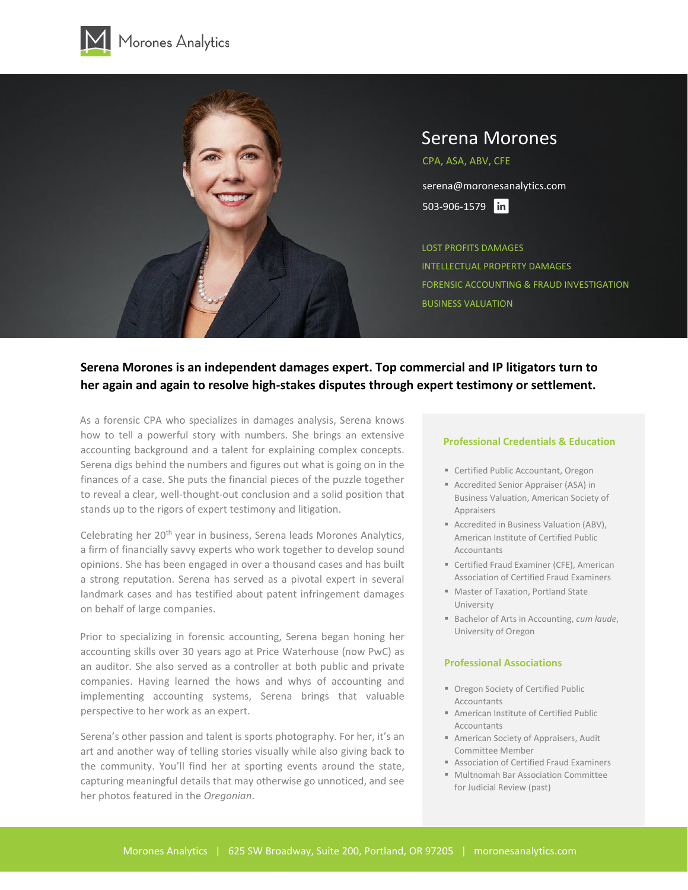Morones Analytics

# Serena Morones

CPA, ASA, ABV, CFE

serena@moronesanalytics.com

503-906-1579

LOST PROFITS DAMAGES

INTELLECTUAL PROPERTY DAMAGES

FORENSIC ACCOUNTING & FRAUD INVESTIGATION

BUSINESS VALUATION

**Serena Morones is an independent damages expert. Top commercial and IP litigators turn to her again and again to resolve high-stakes disputes through expert testimony or settlement.**

As a forensic CPA who specializes in damages analysis, Serena knows how to tell a powerful story with numbers. She brings an extensive accounting background and a talent for explaining complex concepts. Serena digs behind the numbers and figures out what is going on in the finances of a case. She puts the financial pieces of the puzzle together to reveal a clear, well-thought-out conclusion and a solid position that stands up to the rigors of expert testimony and litigation.

Celebrating her 20th year in business, Serena leads Morones Analytics, a firm of financially savvy experts who work together to develop sound opinions. She has been engaged in over a thousand cases and has built a strong reputation. Serena has served as a pivotal expert in several landmark cases and has testified about patent infringement damages on behalf of large companies.

Prior to specializing in forensic accounting, Serena began honing her accounting skills over 30 years ago at Price Waterhouse (now PwC) as an auditor. She also served as a controller at both public and private companies. Having learned the hows and whys of accounting and implementing accounting systems, Serena brings that valuable perspective to her work as an expert.

Serena's other passion and talent is sports photography. For her, it's an art and another way of telling stories visually while also giving back to the community. You'll find her at sporting events around the state, capturing meaningful details that may otherwise go unnoticed, and see her photos featured in the *Oregonian*.

## Professional Credentials & Education

- Certified Public Accountant, Oregon
- Accredited Senior Appraiser (ASA) in Business Valuation, American Society of Appraisers
- Accredited in Business Valuation (ABV), American Institute of Certified Public Accountants
- Certified Fraud Examiner (CFE), American Association of Certified Fraud Examiners
- Master of Taxation, Portland State University
- Bachelor of Arts in Accounting, *cum laude*, University of Oregon

## Professional Associations

- Oregon Society of Certified Public Accountants
- American Institute of Certified Public Accountants
- American Society of Appraisers, Audit Committee Member
- Association of Certified Fraud Examiners
- Multnomah Bar Association Committee for Judicial Review (past)

Morones Analytics | 625 SW Broadway, Suite 200, Portland, OR 97205 | moronesanalytics.com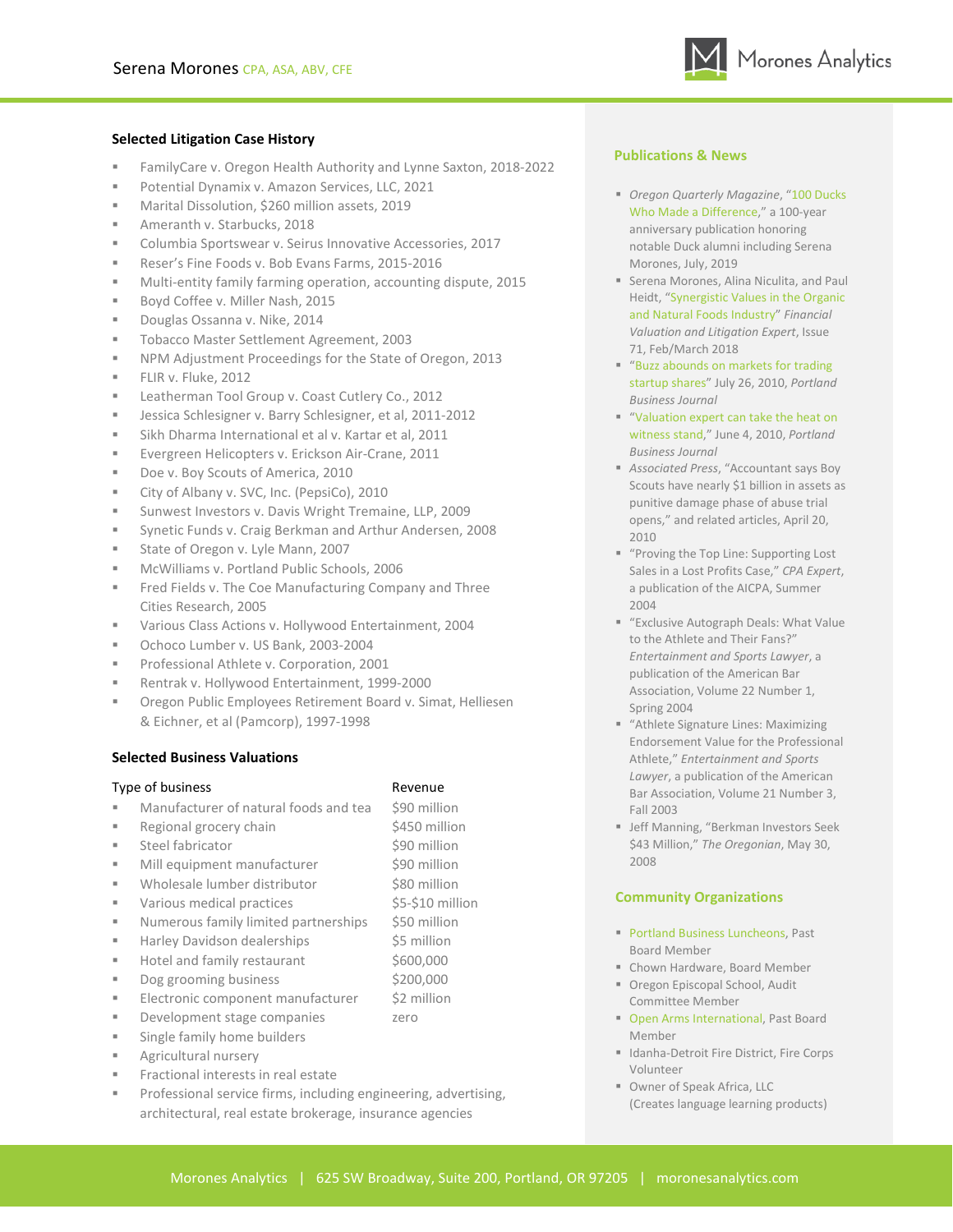## Selected Litigation Case History

- FamilyCare v. Oregon Health Authority and Lynne Saxton, 2018-2022
- Potential Dynamix v. Amazon Services, LLC, 2021
- Marital Dissolution, $260 million assets, 2019
- Ameranth v. Starbucks, 2018
- Columbia Sportswear v. Seirus Innovative Accessories, 2017
- Reser's Fine Foods v. Bob Evans Farms, 2015-2016
- Multi-entity family farming operation, accounting dispute, 2015
- Boyd Coffee v. Miller Nash, 2015
- Douglas Ossanna v. Nike, 2014
- Tobacco Master Settlement Agreement, 2003
- NPM Adjustment Proceedings for the State of Oregon, 2013
- FLIR v. Fluke, 2012
- Leatherman Tool Group v. Coast Cutlery Co., 2012
- Jessica Schlesinger v. Barry Schlesinger, et al, 2011-2012
- Sikh Dharma International et al v. Kartar et al, 2011
- Evergreen Helicopters v. Erickson Air-Crane, 2011
- Doe v. Boy Scouts of America, 2010
- City of Albany v. SVC, Inc. (PepsiCo), 2010
- Sunwest Investors v. Davis Wright Tremaine, LLP, 2009
- Synetic Funds v. Craig Berkman and Arthur Andersen, 2008
- State of Oregon v. Lyle Mann, 2007
- McWilliams v. Portland Public Schools, 2006
- Fred Fields v. The Coe Manufacturing Company and Three Cities Research, 2005
- Various Class Actions v. Hollywood Entertainment, 2004
- Ochoco Lumber v. US Bank, 2003-2004
- Professional Athlete v. Corporation, 2001
- Rentrak v. Hollywood Entertainment, 1999-2000
- Oregon Public Employees Retirement Board v. Simat, Helliesen & Eichner, et al (Pamcorp), 1997-1998

## Selected Business Valuations

| Type of business | Revenue |
|---|---|
| Manufacturer of natural foods and tea | $90 million |
| Regional grocery chain | $450 million |
| Steel fabricator | $90 million |
| Mill equipment manufacturer | $90 million |
| Wholesale lumber distributor | $80 million |
| Various medical practices | $5-$10 million |
| Numerous family limited partnerships | $50 million |
| Harley Davidson dealerships | $5 million |
| Hotel and family restaurant | $600,000 |
| Dog grooming business | $200,000 |
| Electronic component manufacturer | $2 million |
| Development stage companies | zero |
| Single family home builders | |
| Agricultural nursery | |
| Fractional interests in real estate | |
| Professional service firms, including engineering, advertising, architectural, real estate brokerage, insurance agencies | |

## Publications & News

- *Oregon Quarterly Magazine*, "100 Ducks Who Made a Difference," a 100-year anniversary publication honoring notable Duck alumni including Serena Morones, July, 2019
- Serena Morones, Alina Niculita, and Paul Heidt, "Synergistic Values in the Organic and Natural Foods Industry" *Financial Valuation and Litigation Expert*, Issue 71, Feb/March 2018
- "Buzz abounds on markets for trading startup shares" July 26, 2010, *Portland Business Journal*
- "Valuation expert can take the heat on witness stand," June 4, 2010, *Portland Business Journal*
- *Associated Press*, "Accountant says Boy Scouts have nearly $1 billion in assets as punitive damage phase of abuse trial opens," and related articles, April 20, 2010
- "Proving the Top Line: Supporting Lost Sales in a Lost Profits Case," *CPA Expert*, a publication of the AICPA, Summer 2004
- "Exclusive Autograph Deals: What Value to the Athlete and Their Fans?" *Entertainment and Sports Lawyer*, a publication of the American Bar Association, Volume 22 Number 1, Spring 2004
- "Athlete Signature Lines: Maximizing Endorsement Value for the Professional Athlete," *Entertainment and Sports Lawyer*, a publication of the American Bar Association, Volume 21 Number 3, Fall 2003
- Jeff Manning, "Berkman Investors Seek $43 Million," *The Oregonian*, May 30, 2008

## Community Organizations

- Portland Business Luncheons, Past Board Member
- Chown Hardware, Board Member
- Oregon Episcopal School, Audit Committee Member
- Open Arms International, Past Board Member
- Idanha-Detroit Fire District, Fire Corps Volunteer
- Owner of Speak Africa, LLC (Creates language learning products)